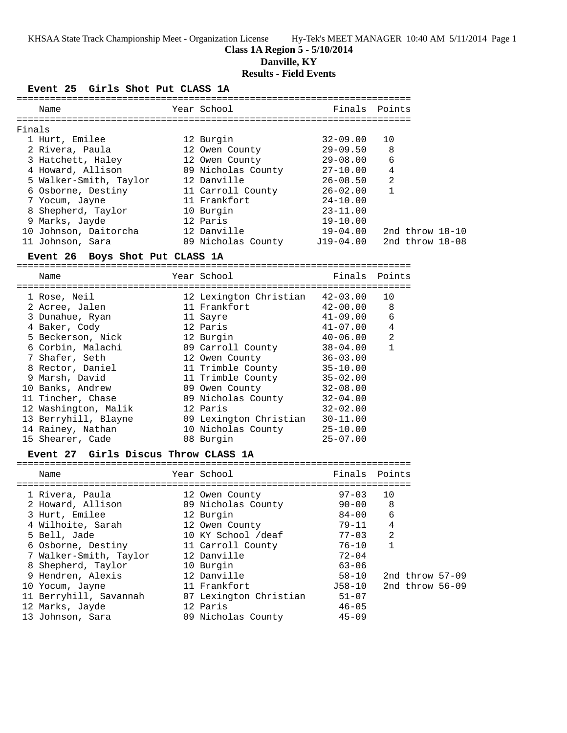# Class 1A Region 5 - 5/10/2014

## Danville, KY

## Results - Field Events

### Event 25 Girls Shot Put CLASS 1A

Finals

| | Name | Year | School | Finals | Points |
|---|---|---|---|---|---|
| 1 | Hurt, Emilee | 12 | Burgin | 32-09.00 | 10 |
| 2 | Rivera, Paula | 12 | Owen County | 29-09.50 | 8 |
| 3 | Hatchett, Haley | 12 | Owen County | 29-08.00 | 6 |
| 4 | Howard, Allison | 09 | Nicholas County | 27-10.00 | 4 |
| 5 | Walker-Smith, Taylor | 12 | Danville | 26-08.50 | 2 |
| 6 | Osborne, Destiny | 11 | Carroll County | 26-02.00 | 1 |
| 7 | Yocum, Jayne | 11 | Frankfort | 24-10.00 | |
| 8 | Shepherd, Taylor | 10 | Burgin | 23-11.00 | |
| 9 | Marks, Jayde | 12 | Paris | 19-10.00 | |
| 10 | Johnson, Daitorcha | 12 | Danville | 19-04.00 | 2nd throw 18-10 |
| 11 | Johnson, Sara | 09 | Nicholas County | J19-04.00 | 2nd throw 18-08 |

### Event 26 Boys Shot Put CLASS 1A

| | Name | Year | School | Finals | Points |
|---|---|---|---|---|---|
| 1 | Rose, Neil | 12 | Lexington Christian | 42-03.00 | 10 |
| 2 | Acree, Jalen | 11 | Frankfort | 42-00.00 | 8 |
| 3 | Dunahue, Ryan | 11 | Sayre | 41-09.00 | 6 |
| 4 | Baker, Cody | 12 | Paris | 41-07.00 | 4 |
| 5 | Beckerson, Nick | 12 | Burgin | 40-06.00 | 2 |
| 6 | Corbin, Malachi | 09 | Carroll County | 38-04.00 | 1 |
| 7 | Shafer, Seth | 12 | Owen County | 36-03.00 | |
| 8 | Rector, Daniel | 11 | Trimble County | 35-10.00 | |
| 9 | Marsh, David | 11 | Trimble County | 35-02.00 | |
| 10 | Banks, Andrew | 09 | Owen County | 32-08.00 | |
| 11 | Tincher, Chase | 09 | Nicholas County | 32-04.00 | |
| 12 | Washington, Malik | 12 | Paris | 32-02.00 | |
| 13 | Berryhill, Blayne | 09 | Lexington Christian | 30-11.00 | |
| 14 | Rainey, Nathan | 10 | Nicholas County | 25-10.00 | |
| 15 | Shearer, Cade | 08 | Burgin | 25-07.00 | |

### Event 27 Girls Discus Throw CLASS 1A

| | Name | Year | School | Finals | Points |
|---|---|---|---|---|---|
| 1 | Rivera, Paula | 12 | Owen County | 97-03 | 10 |
| 2 | Howard, Allison | 09 | Nicholas County | 90-00 | 8 |
| 3 | Hurt, Emilee | 12 | Burgin | 84-00 | 6 |
| 4 | Wilhoite, Sarah | 12 | Owen County | 79-11 | 4 |
| 5 | Bell, Jade | 10 | KY School /deaf | 77-03 | 2 |
| 6 | Osborne, Destiny | 11 | Carroll County | 76-10 | 1 |
| 7 | Walker-Smith, Taylor | 12 | Danville | 72-04 | |
| 8 | Shepherd, Taylor | 10 | Burgin | 63-06 | |
| 9 | Hendren, Alexis | 12 | Danville | 58-10 | 2nd throw 57-09 |
| 10 | Yocum, Jayne | 11 | Frankfort | J58-10 | 2nd throw 56-09 |
| 11 | Berryhill, Savannah | 07 | Lexington Christian | 51-07 | |
| 12 | Marks, Jayde | 12 | Paris | 46-05 | |
| 13 | Johnson, Sara | 09 | Nicholas County | 45-09 | |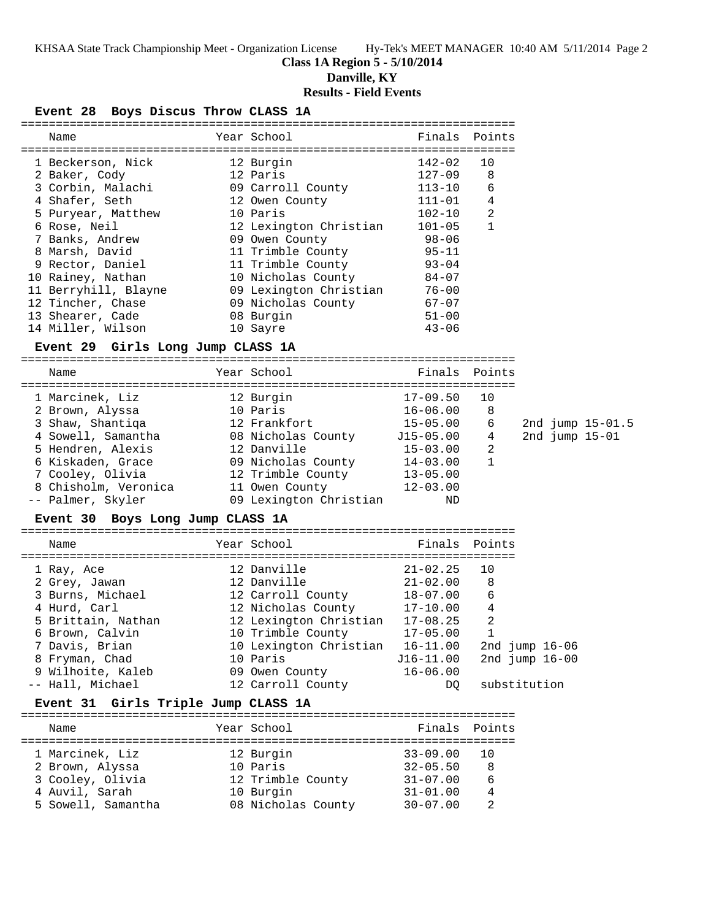**Class 1A Region 5 - 5/10/2014**

**Danville, KY**

**Results - Field Events**

### Event 28 Boys Discus Throw CLASS 1A

| | Name | Year | School | Finals | Points |
|---|---|---|---|---|---|
| 1 | Beckerson, Nick | 12 | Burgin | 142-02 | 10 |
| 2 | Baker, Cody | 12 | Paris | 127-09 | 8 |
| 3 | Corbin, Malachi | 09 | Carroll County | 113-10 | 6 |
| 4 | Shafer, Seth | 12 | Owen County | 111-01 | 4 |
| 5 | Puryear, Matthew | 10 | Paris | 102-10 | 2 |
| 6 | Rose, Neil | 12 | Lexington Christian | 101-05 | 1 |
| 7 | Banks, Andrew | 09 | Owen County | 98-06 | |
| 8 | Marsh, David | 11 | Trimble County | 95-11 | |
| 9 | Rector, Daniel | 11 | Trimble County | 93-04 | |
| 10 | Rainey, Nathan | 10 | Nicholas County | 84-07 | |
| 11 | Berryhill, Blayne | 09 | Lexington Christian | 76-00 | |
| 12 | Tincher, Chase | 09 | Nicholas County | 67-07 | |
| 13 | Shearer, Cade | 08 | Burgin | 51-00 | |
| 14 | Miller, Wilson | 10 | Sayre | 43-06 | |

### Event 29 Girls Long Jump CLASS 1A

| | Name | Year | School | Finals | Points | |
|---|---|---|---|---|---|---|
| 1 | Marcinek, Liz | 12 | Burgin | 17-09.50 | 10 | |
| 2 | Brown, Alyssa | 10 | Paris | 16-06.00 | 8 | |
| 3 | Shaw, Shantiqa | 12 | Frankfort | 15-05.00 | 6 | 2nd jump 15-01.5 |
| 4 | Sowell, Samantha | 08 | Nicholas County | J15-05.00 | 4 | 2nd jump 15-01 |
| 5 | Hendren, Alexis | 12 | Danville | 15-03.00 | 2 | |
| 6 | Kiskaden, Grace | 09 | Nicholas County | 14-03.00 | 1 | |
| 7 | Cooley, Olivia | 12 | Trimble County | 13-05.00 | | |
| 8 | Chisholm, Veronica | 11 | Owen County | 12-03.00 | | |
| -- | Palmer, Skyler | 09 | Lexington Christian | ND | | |

### Event 30 Boys Long Jump CLASS 1A

| | Name | Year | School | Finals | Points |
|---|---|---|---|---|---|
| 1 | Ray, Ace | 12 | Danville | 21-02.25 | 10 |
| 2 | Grey, Jawan | 12 | Danville | 21-02.00 | 8 |
| 3 | Burns, Michael | 12 | Carroll County | 18-07.00 | 6 |
| 4 | Hurd, Carl | 12 | Nicholas County | 17-10.00 | 4 |
| 5 | Brittain, Nathan | 12 | Lexington Christian | 17-08.25 | 2 |
| 6 | Brown, Calvin | 10 | Trimble County | 17-05.00 | 1 |
| 7 | Davis, Brian | 10 | Lexington Christian | 16-11.00 | 2nd jump 16-06 |
| 8 | Fryman, Chad | 10 | Paris | J16-11.00 | 2nd jump 16-00 |
| 9 | Wilhoite, Kaleb | 09 | Owen County | 16-06.00 | |
| -- | Hall, Michael | 12 | Carroll County | DQ | substitution |

### Event 31 Girls Triple Jump CLASS 1A

| | Name | Year | School | Finals | Points |
|---|---|---|---|---|---|
| 1 | Marcinek, Liz | 12 | Burgin | 33-09.00 | 10 |
| 2 | Brown, Alyssa | 10 | Paris | 32-05.50 | 8 |
| 3 | Cooley, Olivia | 12 | Trimble County | 31-07.00 | 6 |
| 4 | Auvil, Sarah | 10 | Burgin | 31-01.00 | 4 |
| 5 | Sowell, Samantha | 08 | Nicholas County | 30-07.00 | 2 |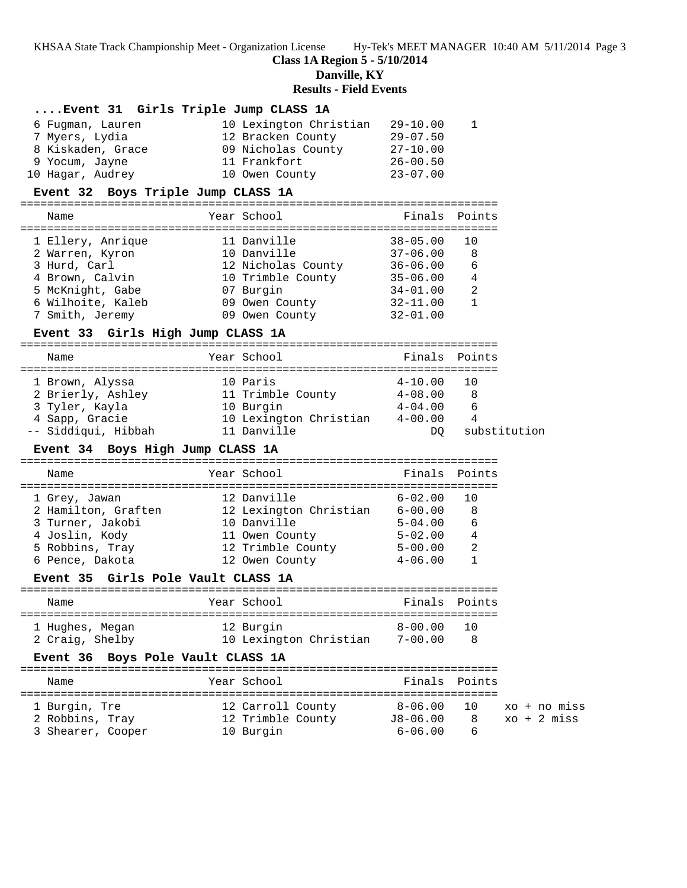**Class 1A Region 5 - 5/10/2014**

**Danville, KY**

**Results - Field Events**

### ....Event 31 Girls Triple Jump CLASS 1A

| | Name | Year | School | Finals | Points |
|---|---|---|---|---|---|
| 6 | Fugman, Lauren | 10 | Lexington Christian | 29-10.00 | 1 |
| 7 | Myers, Lydia | 12 | Bracken County | 29-07.50 | |
| 8 | Kiskaden, Grace | 09 | Nicholas County | 27-10.00 | |
| 9 | Yocum, Jayne | 11 | Frankfort | 26-00.50 | |
| 10 | Hagar, Audrey | 10 | Owen County | 23-07.00 | |

### Event 32 Boys Triple Jump CLASS 1A

| | Name | Year | School | Finals | Points |
|---|---|---|---|---|---|
| 1 | Ellery, Anrique | 11 | Danville | 38-05.00 | 10 |
| 2 | Warren, Kyron | 10 | Danville | 37-06.00 | 8 |
| 3 | Hurd, Carl | 12 | Nicholas County | 36-06.00 | 6 |
| 4 | Brown, Calvin | 10 | Trimble County | 35-06.00 | 4 |
| 5 | McKnight, Gabe | 07 | Burgin | 34-01.00 | 2 |
| 6 | Wilhoite, Kaleb | 09 | Owen County | 32-11.00 | 1 |
| 7 | Smith, Jeremy | 09 | Owen County | 32-01.00 | |

### Event 33 Girls High Jump CLASS 1A

| | Name | Year | School | Finals | Points |
|---|---|---|---|---|---|
| 1 | Brown, Alyssa | 10 | Paris | 4-10.00 | 10 |
| 2 | Brierly, Ashley | 11 | Trimble County | 4-08.00 | 8 |
| 3 | Tyler, Kayla | 10 | Burgin | 4-04.00 | 6 |
| 4 | Sapp, Gracie | 10 | Lexington Christian | 4-00.00 | 4 |
| -- | Siddiqui, Hibbah | 11 | Danville | DQ | substitution |

### Event 34 Boys High Jump CLASS 1A

| | Name | Year | School | Finals | Points |
|---|---|---|---|---|---|
| 1 | Grey, Jawan | 12 | Danville | 6-02.00 | 10 |
| 2 | Hamilton, Graften | 12 | Lexington Christian | 6-00.00 | 8 |
| 3 | Turner, Jakobi | 10 | Danville | 5-04.00 | 6 |
| 4 | Joslin, Kody | 11 | Owen County | 5-02.00 | 4 |
| 5 | Robbins, Tray | 12 | Trimble County | 5-00.00 | 2 |
| 6 | Pence, Dakota | 12 | Owen County | 4-06.00 | 1 |

### Event 35 Girls Pole Vault CLASS 1A

| | Name | Year | School | Finals | Points |
|---|---|---|---|---|---|
| 1 | Hughes, Megan | 12 | Burgin | 8-00.00 | 10 |
| 2 | Craig, Shelby | 10 | Lexington Christian | 7-00.00 | 8 |

### Event 36 Boys Pole Vault CLASS 1A

| | Name | Year | School | Finals | Points | |
|---|---|---|---|---|---|---|
| 1 | Burgin, Tre | 12 | Carroll County | 8-06.00 | 10 | xo + no miss |
| 2 | Robbins, Tray | 12 | Trimble County | J8-06.00 | 8 | xo + 2 miss |
| 3 | Shearer, Cooper | 10 | Burgin | 6-06.00 | 6 | |